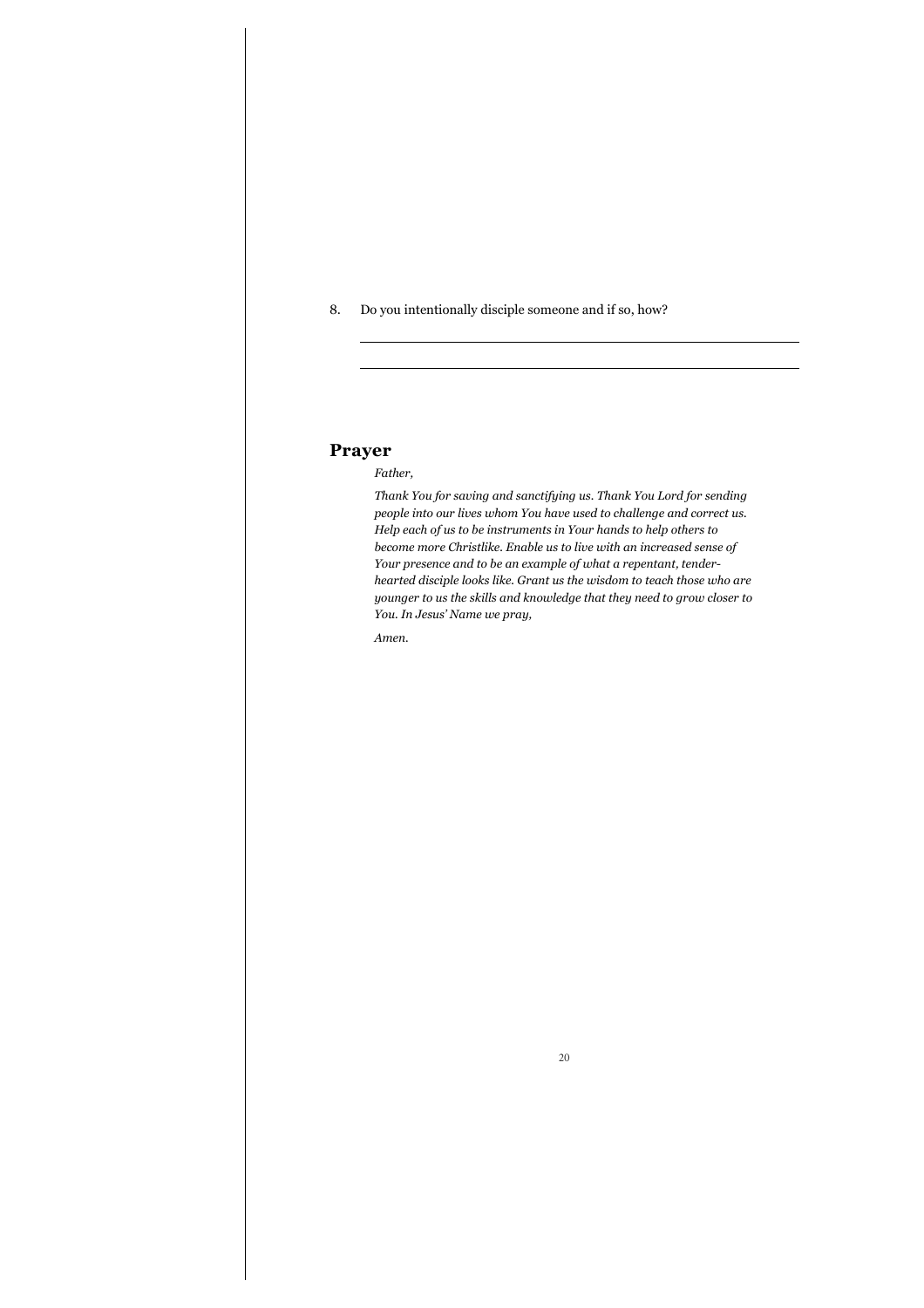8. Do you intentionally disciple someone and if so, how?

______________________________________________________

______________________________________________________

## Prayer

*Father,*

*Thank You for saving and sanctifying us. Thank You Lord for sending people into our lives whom You have used to challenge and correct us. Help each of us to be instruments in Your hands to help others to become more Christlike. Enable us to live with an increased sense of Your presence and to be an example of what a repentant, tender-hearted disciple looks like. Grant us the wisdom to teach those who are younger to us the skills and knowledge that they need to grow closer to You. In Jesus' Name we pray,*

*Amen.*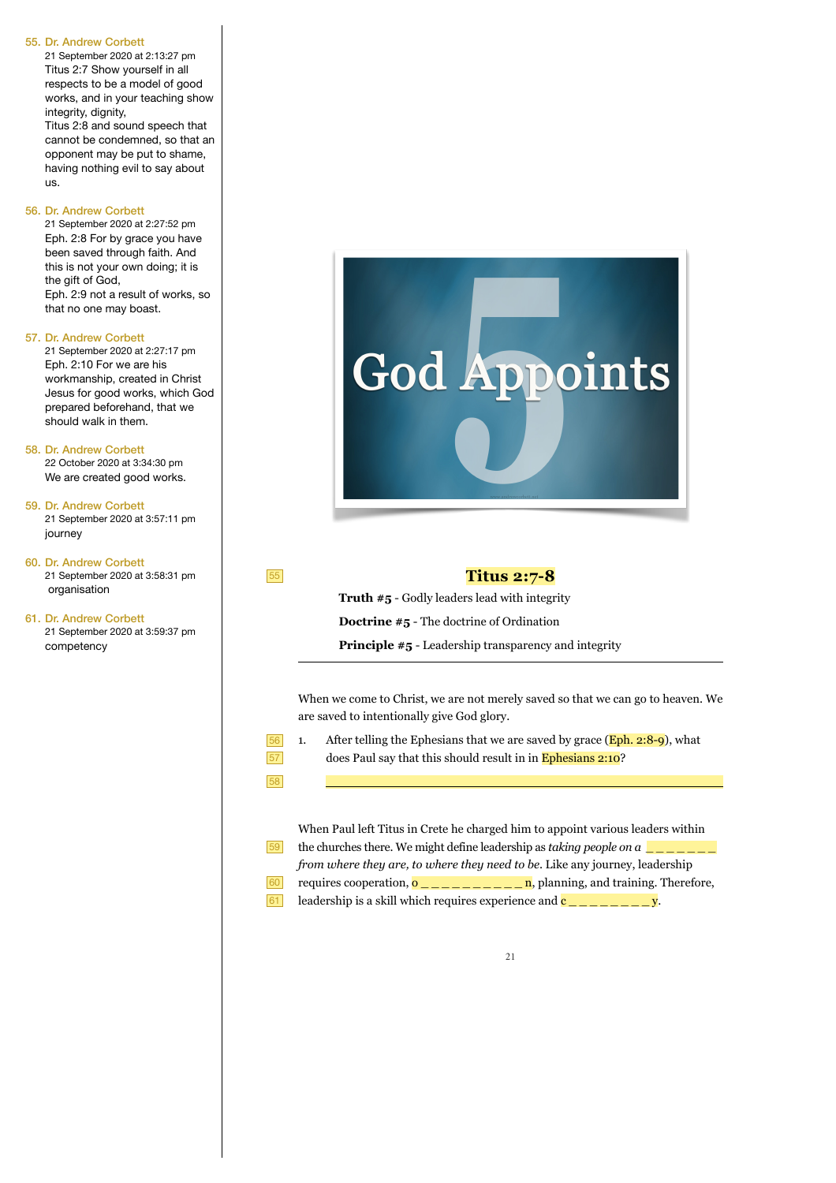## Titus 2:7-8

**Truth #5** - Godly leaders lead with integrity

**Doctrine #5** - The doctrine of Ordination

**Principle #5** - Leadership transparency and integrity

---

When we come to Christ, we are not merely saved so that we can go to heaven. We are saved to intentionally give God glory.

1. After telling the Ephesians that we are saved by grace (Eph. 2:8-9), what does Paul say that this should result in in Ephesians 2:10?

   ______________________________________________

When Paul left Titus in Crete he charged him to appoint various leaders within the churches there. We might define leadership as *taking people on a* _ _ _ _ _ _ _ *from where they are, to where they need to be*. Like any journey, leadership requires cooperation, o _ _ _ _ _ _ _ _ _ _ n, planning, and training. Therefore, leadership is a skill which requires experience and c _ _ _ _ _ _ _ _ y.

55. Dr. Andrew Corbett
21 September 2020 at 2:13:27 pm
Titus 2:7 Show yourself in all respects to be a model of good works, and in your teaching show integrity, dignity,
Titus 2:8 and sound speech that cannot be condemned, so that an opponent may be put to shame, having nothing evil to say about us.

56. Dr. Andrew Corbett
21 September 2020 at 2:27:52 pm
Eph. 2:8 For by grace you have been saved through faith. And this is not your own doing; it is the gift of God,
Eph. 2:9 not a result of works, so that no one may boast.

57. Dr. Andrew Corbett
21 September 2020 at 2:27:17 pm
Eph. 2:10 For we are his workmanship, created in Christ Jesus for good works, which God prepared beforehand, that we should walk in them.

58. Dr. Andrew Corbett
22 October 2020 at 3:34:30 pm
We are created good works.

59. Dr. Andrew Corbett
21 September 2020 at 3:57:11 pm
journey

60. Dr. Andrew Corbett
21 September 2020 at 3:58:31 pm
organisation

61. Dr. Andrew Corbett
21 September 2020 at 3:59:37 pm
competency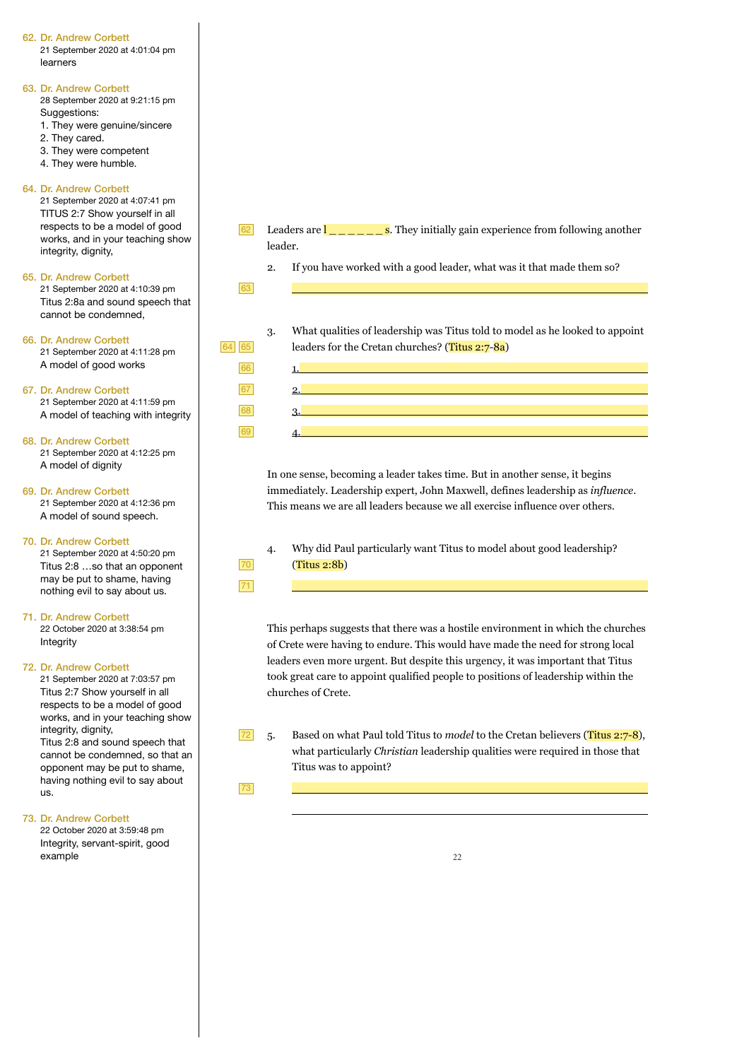Leaders are l _ _ _ _ _ _ s. They initially gain experience from following another leader.

2. If you have worked with a good leader, what was it that made them so?

\_\_\_\_\_\_\_\_\_\_\_\_\_\_\_\_\_\_\_\_\_\_\_\_\_\_\_\_\_\_\_\_\_\_\_\_\_\_\_\_

3. What qualities of leadership was Titus told to model as he looked to appoint leaders for the Cretan churches? (Titus 2:7-8a)

1. \_\_\_\_\_\_\_\_\_\_\_\_\_\_\_\_\_\_\_\_\_\_\_\_\_\_\_\_\_\_\_\_\_\_\_\_
2. \_\_\_\_\_\_\_\_\_\_\_\_\_\_\_\_\_\_\_\_\_\_\_\_\_\_\_\_\_\_\_\_\_\_\_\_
3. \_\_\_\_\_\_\_\_\_\_\_\_\_\_\_\_\_\_\_\_\_\_\_\_\_\_\_\_\_\_\_\_\_\_\_\_
4. \_\_\_\_\_\_\_\_\_\_\_\_\_\_\_\_\_\_\_\_\_\_\_\_\_\_\_\_\_\_\_\_\_\_\_\_

In one sense, becoming a leader takes time. But in another sense, it begins immediately. Leadership expert, John Maxwell, defines leadership as *influence*. This means we are all leaders because we all exercise influence over others.

4. Why did Paul particularly want Titus to model about good leadership? (Titus 2:8b)

\_\_\_\_\_\_\_\_\_\_\_\_\_\_\_\_\_\_\_\_\_\_\_\_\_\_\_\_\_\_\_\_\_\_\_\_\_\_\_\_

This perhaps suggests that there was a hostile environment in which the churches of Crete were having to endure. This would have made the need for strong local leaders even more urgent. But despite this urgency, it was important that Titus took great care to appoint qualified people to positions of leadership within the churches of Crete.

5. Based on what Paul told Titus to *model* to the Cretan believers (Titus 2:7-8), what particularly *Christian* leadership qualities were required in those that Titus was to appoint?

\_\_\_\_\_\_\_\_\_\_\_\_\_\_\_\_\_\_\_\_\_\_\_\_\_\_\_\_\_\_\_\_\_\_\_\_\_\_\_\_

\_\_\_\_\_\_\_\_\_\_\_\_\_\_\_\_\_\_\_\_\_\_\_\_\_\_\_\_\_\_\_\_\_\_\_\_\_\_\_\_

---

**62. Dr. Andrew Corbett**
21 September 2020 at 4:01:04 pm
learners

**63. Dr. Andrew Corbett**
28 September 2020 at 9:21:15 pm
Suggestions:
1. They were genuine/sincere
2. They cared.
3. They were competent
4. They were humble.

**64. Dr. Andrew Corbett**
21 September 2020 at 4:07:41 pm
TITUS 2:7 Show yourself in all respects to be a model of good works, and in your teaching show integrity, dignity,

**65. Dr. Andrew Corbett**
21 September 2020 at 4:10:39 pm
Titus 2:8a and sound speech that cannot be condemned,

**66. Dr. Andrew Corbett**
21 September 2020 at 4:11:28 pm
A model of good works

**67. Dr. Andrew Corbett**
21 September 2020 at 4:11:59 pm
A model of teaching with integrity

**68. Dr. Andrew Corbett**
21 September 2020 at 4:12:25 pm
A model of dignity

**69. Dr. Andrew Corbett**
21 September 2020 at 4:12:36 pm
A model of sound speech.

**70. Dr. Andrew Corbett**
21 September 2020 at 4:50:20 pm
Titus 2:8 …so that an opponent may be put to shame, having nothing evil to say about us.

**71. Dr. Andrew Corbett**
22 October 2020 at 3:38:54 pm
Integrity

**72. Dr. Andrew Corbett**
21 September 2020 at 7:03:57 pm
Titus 2:7 Show yourself in all respects to be a model of good works, and in your teaching show integrity, dignity,
Titus 2:8 and sound speech that cannot be condemned, so that an opponent may be put to shame, having nothing evil to say about us.

**73. Dr. Andrew Corbett**
22 October 2020 at 3:59:48 pm
Integrity, servant-spirit, good example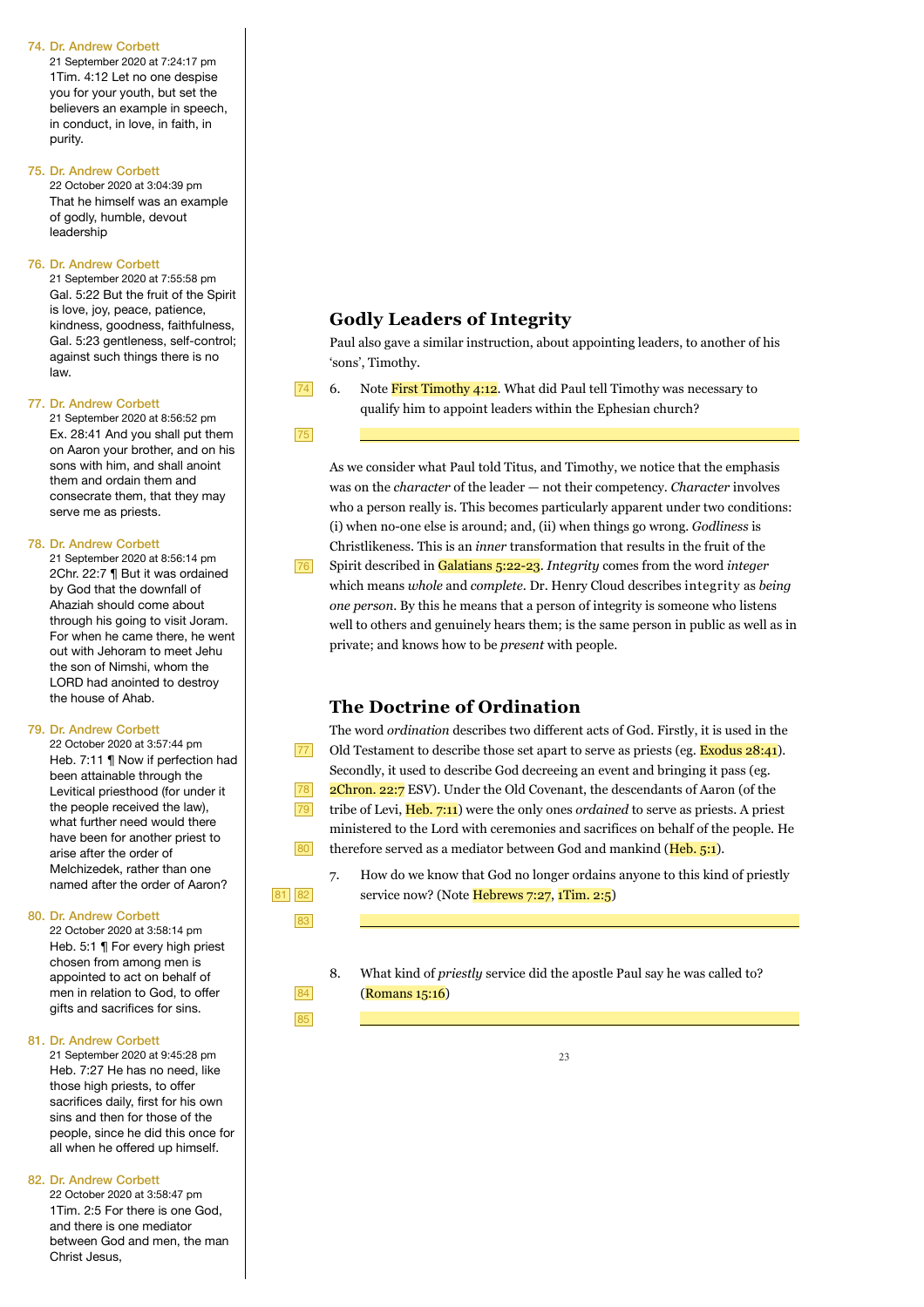## Godly Leaders of Integrity

Paul also gave a similar instruction, about appointing leaders, to another of his 'sons', Timothy.

6. Note First Timothy 4:12. What did Paul tell Timothy was necessary to qualify him to appoint leaders within the Ephesian church?

    ______________________________________________

As we consider what Paul told Titus, and Timothy, we notice that the emphasis was on the *character* of the leader — not their competency. *Character* involves who a person really is. This becomes particularly apparent under two conditions: (i) when no-one else is around; and, (ii) when things go wrong. *Godliness* is Christlikeness. This is an *inner* transformation that results in the fruit of the Spirit described in Galatians 5:22-23. *Integrity* comes from the word *integer* which means *whole* and *complete*. Dr. Henry Cloud describes integrity as *being one person*. By this he means that a person of integrity is someone who listens well to others and genuinely hears them; is the same person in public as well as in private; and knows how to be *present* with people.

## The Doctrine of Ordination

The word *ordination* describes two different acts of God. Firstly, it is used in the Old Testament to describe those set apart to serve as priests (eg. Exodus 28:41). Secondly, it used to describe God decreeing an event and bringing it pass (eg. 2Chron. 22:7 ESV). Under the Old Covenant, the descendants of Aaron (of the tribe of Levi, Heb. 7:11) were the only ones *ordained* to serve as priests. A priest ministered to the Lord with ceremonies and sacrifices on behalf of the people. He therefore served as a mediator between God and mankind (Heb. 5:1).

7. How do we know that God no longer ordains anyone to this kind of priestly service now? (Note Hebrews 7:27, 1Tim. 2:5)

    ______________________________________________

8. What kind of *priestly* service did the apostle Paul say he was called to? (Romans 15:16)

    ______________________________________________

---

74. **Dr. Andrew Corbett**
21 September 2020 at 7:24:17 pm
1Tim. 4:12 Let no one despise you for your youth, but set the believers an example in speech, in conduct, in love, in faith, in purity.

75. **Dr. Andrew Corbett**
22 October 2020 at 3:04:39 pm
That he himself was an example of godly, humble, devout leadership

76. **Dr. Andrew Corbett**
21 September 2020 at 7:55:58 pm
Gal. 5:22 But the fruit of the Spirit is love, joy, peace, patience, kindness, goodness, faithfulness, Gal. 5:23 gentleness, self-control; against such things there is no law.

77. **Dr. Andrew Corbett**
21 September 2020 at 8:56:52 pm
Ex. 28:41 And you shall put them on Aaron your brother, and on his sons with him, and shall anoint them and ordain them and consecrate them, that they may serve me as priests.

78. **Dr. Andrew Corbett**
21 September 2020 at 8:56:14 pm
2Chr. 22:7 ¶ But it was ordained by God that the downfall of Ahaziah should come about through his going to visit Joram. For when he came there, he went out with Jehoram to meet Jehu the son of Nimshi, whom the LORD had anointed to destroy the house of Ahab.

79. **Dr. Andrew Corbett**
22 October 2020 at 3:57:44 pm
Heb. 7:11 ¶ Now if perfection had been attainable through the Levitical priesthood (for under it the people received the law), what further need would there have been for another priest to arise after the order of Melchizedek, rather than one named after the order of Aaron?

80. **Dr. Andrew Corbett**
22 October 2020 at 3:58:14 pm
Heb. 5:1 ¶ For every high priest chosen from among men is appointed to act on behalf of men in relation to God, to offer gifts and sacrifices for sins.

81. **Dr. Andrew Corbett**
21 September 2020 at 9:45:28 pm
Heb. 7:27 He has no need, like those high priests, to offer sacrifices daily, first for his own sins and then for those of the people, since he did this once for all when he offered up himself.

82. **Dr. Andrew Corbett**
22 October 2020 at 3:58:47 pm
1Tim. 2:5 For there is one God, and there is one mediator between God and men, the man Christ Jesus,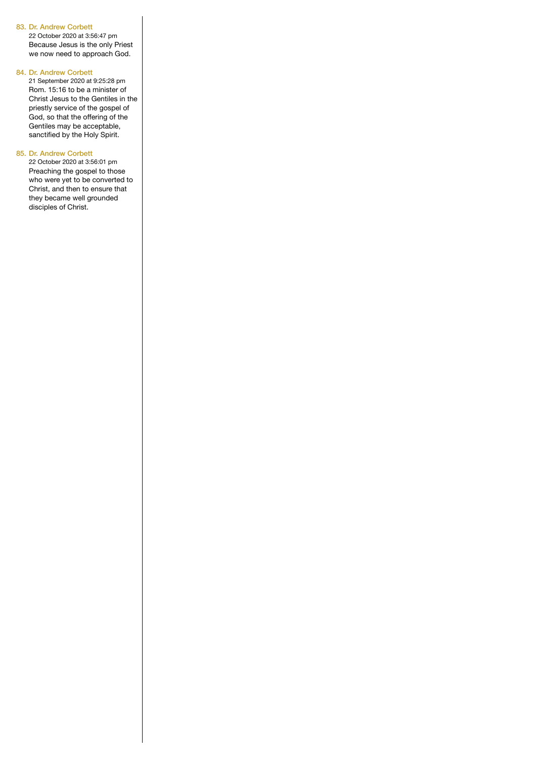83. Dr. Andrew Corbett
    22 October 2020 at 3:56:47 pm
    Because Jesus is the only Priest we now need to approach God.

84. Dr. Andrew Corbett
    21 September 2020 at 9:25:28 pm
    Rom. 15:16 to be a minister of Christ Jesus to the Gentiles in the priestly service of the gospel of God, so that the offering of the Gentiles may be acceptable, sanctified by the Holy Spirit.

85. Dr. Andrew Corbett
    22 October 2020 at 3:56:01 pm
    Preaching the gospel to those who were yet to be converted to Christ, and then to ensure that they became well grounded disciples of Christ.